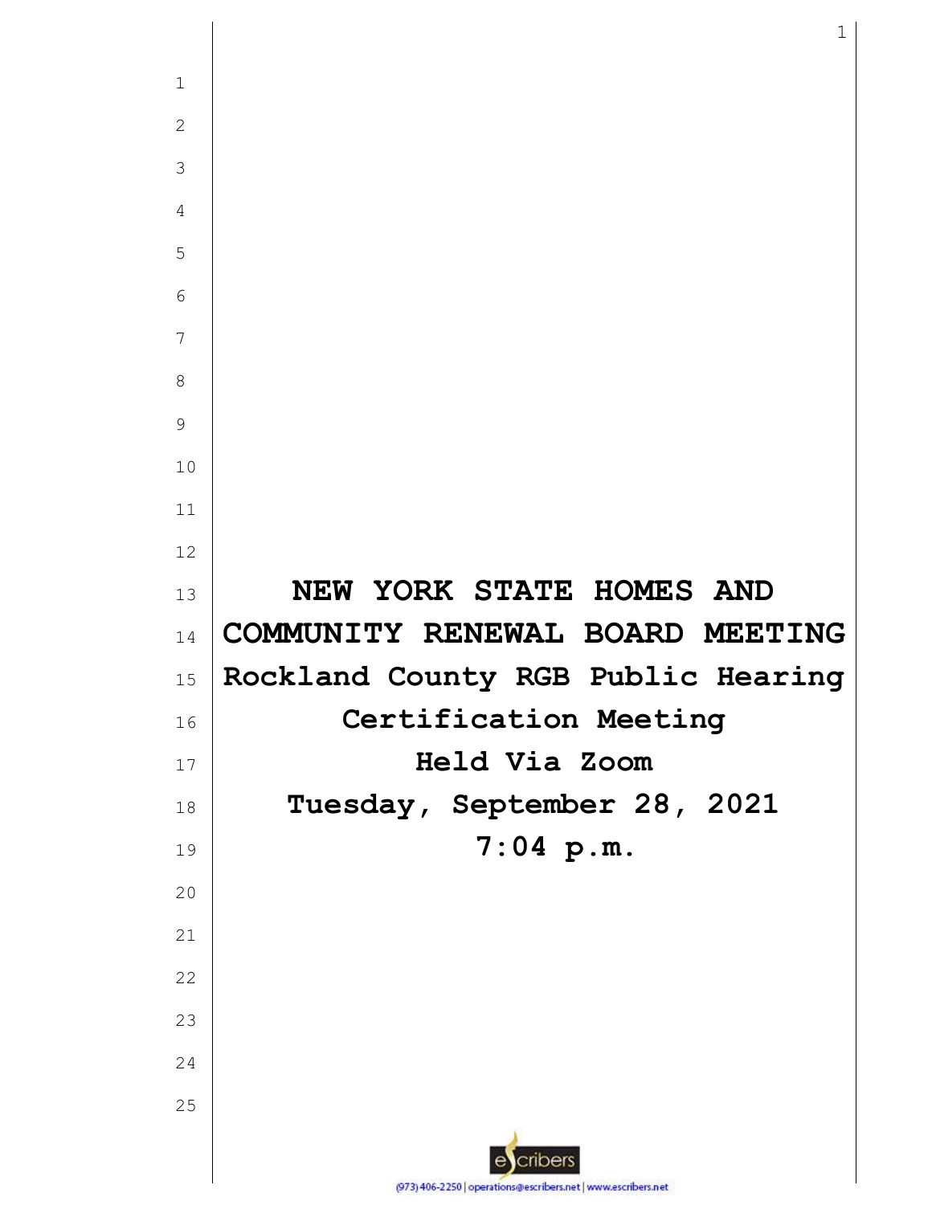# NEW YORK STATE HOMES AND COMMUNITY RENEWAL BOARD MEETING

**Rockland County RGB Public Hearing**

**Certification Meeting**

**Held Via Zoom**

**Tuesday, September 28, 2021**

**7:04 p.m.**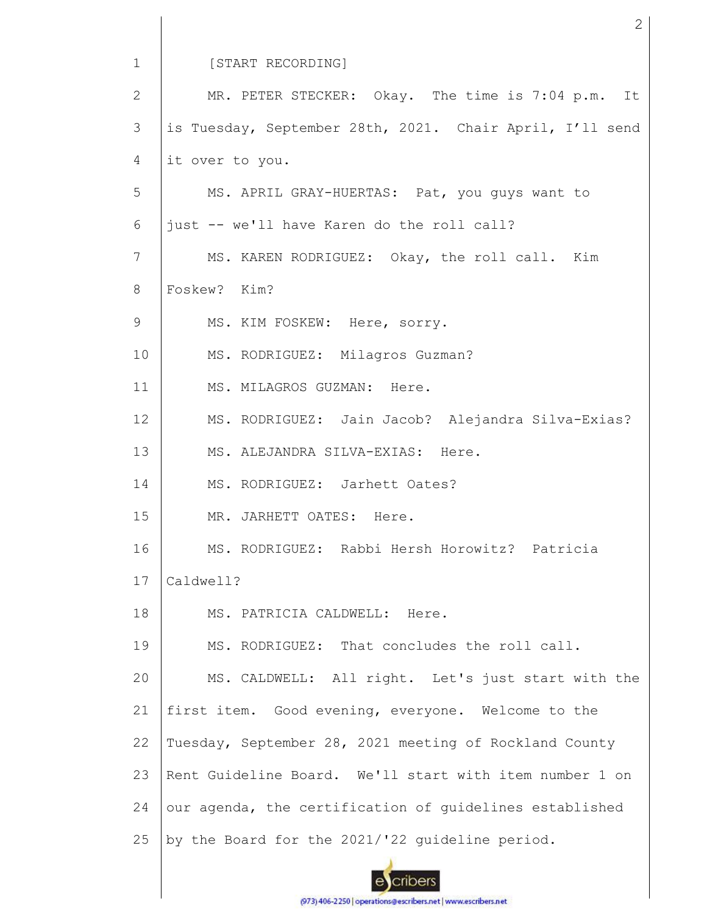[START RECORDING]

MR. PETER STECKER: Okay. The time is 7:04 p.m. It is Tuesday, September 28th, 2021. Chair April, I'll send it over to you.

MS. APRIL GRAY-HUERTAS: Pat, you guys want to just -- we'll have Karen do the roll call?

MS. KAREN RODRIGUEZ: Okay, the roll call. Kim Foskew? Kim?

MS. KIM FOSKEW: Here, sorry.

MS. RODRIGUEZ: Milagros Guzman?

MS. MILAGROS GUZMAN: Here.

MS. RODRIGUEZ: Jain Jacob? Alejandra Silva-Exias?

MS. ALEJANDRA SILVA-EXIAS: Here.

MS. RODRIGUEZ: Jarhett Oates?

MR. JARHETT OATES: Here.

MS. RODRIGUEZ: Rabbi Hersh Horowitz? Patricia Caldwell?

MS. PATRICIA CALDWELL: Here.

MS. RODRIGUEZ: That concludes the roll call.

MS. CALDWELL: All right. Let's just start with the first item. Good evening, everyone. Welcome to the Tuesday, September 28, 2021 meeting of Rockland County Rent Guideline Board. We'll start with item number 1 on our agenda, the certification of guidelines established by the Board for the 2021/'22 guideline period.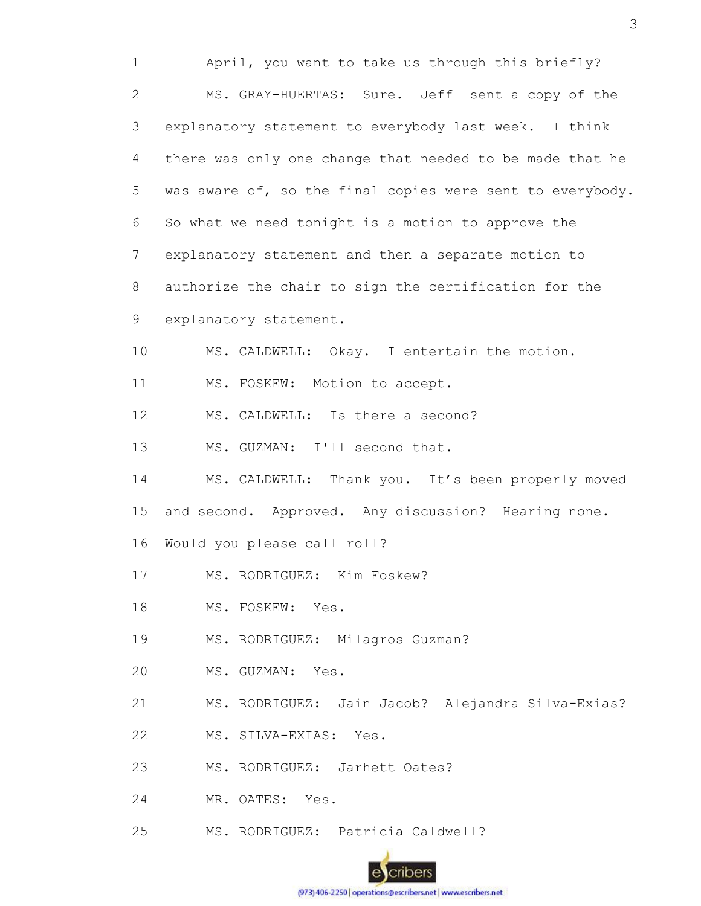April, you want to take us through this briefly?

MS. GRAY-HUERTAS: Sure. Jeff sent a copy of the explanatory statement to everybody last week. I think there was only one change that needed to be made that he was aware of, so the final copies were sent to everybody. So what we need tonight is a motion to approve the explanatory statement and then a separate motion to authorize the chair to sign the certification for the explanatory statement.

MS. CALDWELL: Okay. I entertain the motion.

MS. FOSKEW: Motion to accept.

MS. CALDWELL: Is there a second?

MS. GUZMAN: I'll second that.

MS. CALDWELL: Thank you. It's been properly moved and second. Approved. Any discussion? Hearing none. Would you please call roll?

MS. RODRIGUEZ: Kim Foskew?

MS. FOSKEW: Yes.

MS. RODRIGUEZ: Milagros Guzman?

MS. GUZMAN: Yes.

MS. RODRIGUEZ: Jain Jacob? Alejandra Silva-Exias?

MS. SILVA-EXIAS: Yes.

MS. RODRIGUEZ: Jarhett Oates?

MR. OATES: Yes.

MS. RODRIGUEZ: Patricia Caldwell?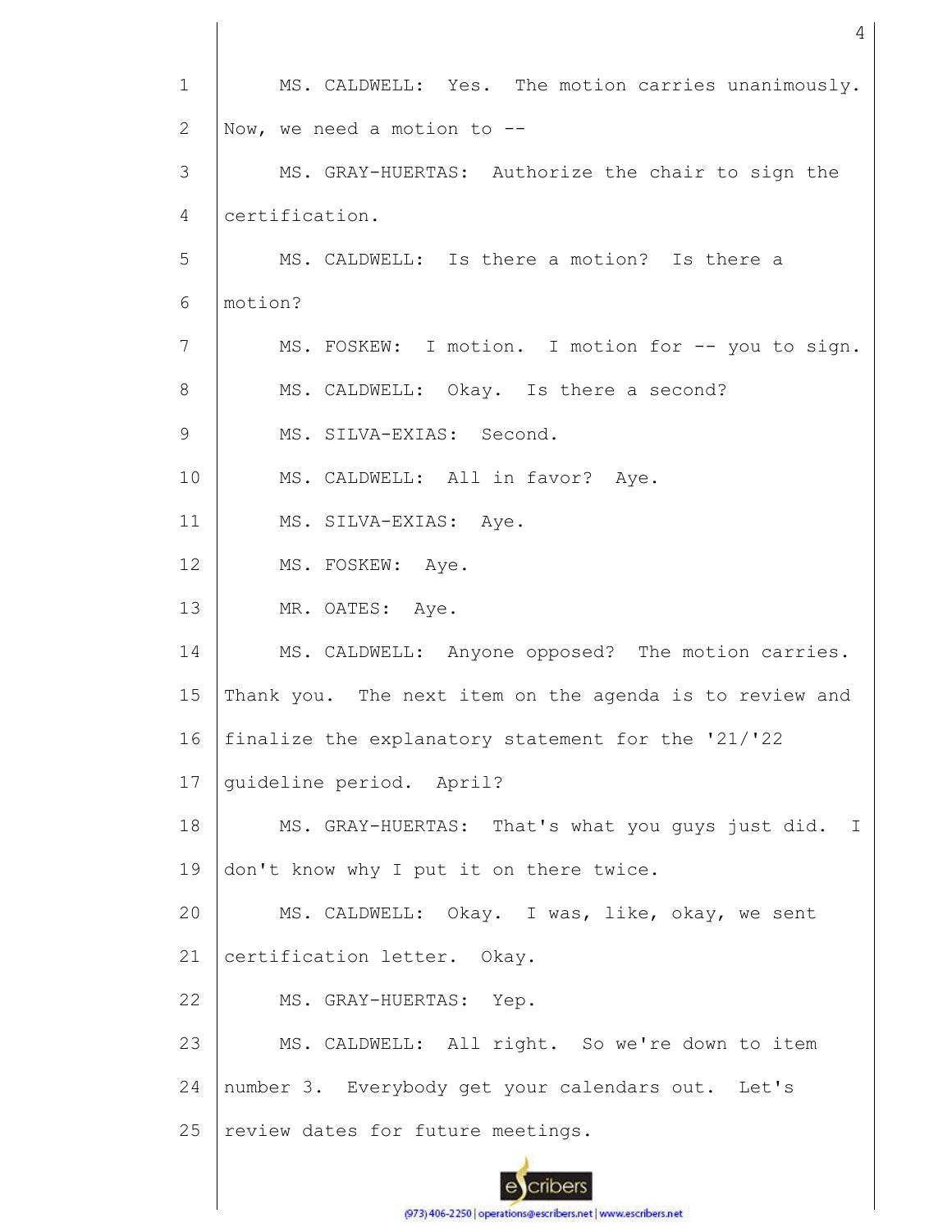MS. CALDWELL: Yes. The motion carries unanimously. Now, we need a motion to --

MS. GRAY-HUERTAS: Authorize the chair to sign the certification.

MS. CALDWELL: Is there a motion? Is there a motion?

MS. FOSKEW: I motion. I motion for -- you to sign.

MS. CALDWELL: Okay. Is there a second?

MS. SILVA-EXIAS: Second.

MS. CALDWELL: All in favor? Aye.

MS. SILVA-EXIAS: Aye.

MS. FOSKEW: Aye.

MR. OATES: Aye.

MS. CALDWELL: Anyone opposed? The motion carries. Thank you. The next item on the agenda is to review and finalize the explanatory statement for the '21/'22 guideline period. April?

MS. GRAY-HUERTAS: That's what you guys just did. I don't know why I put it on there twice.

MS. CALDWELL: Okay. I was, like, okay, we sent certification letter. Okay.

MS. GRAY-HUERTAS: Yep.

MS. CALDWELL: All right. So we're down to item number 3. Everybody get your calendars out. Let's review dates for future meetings.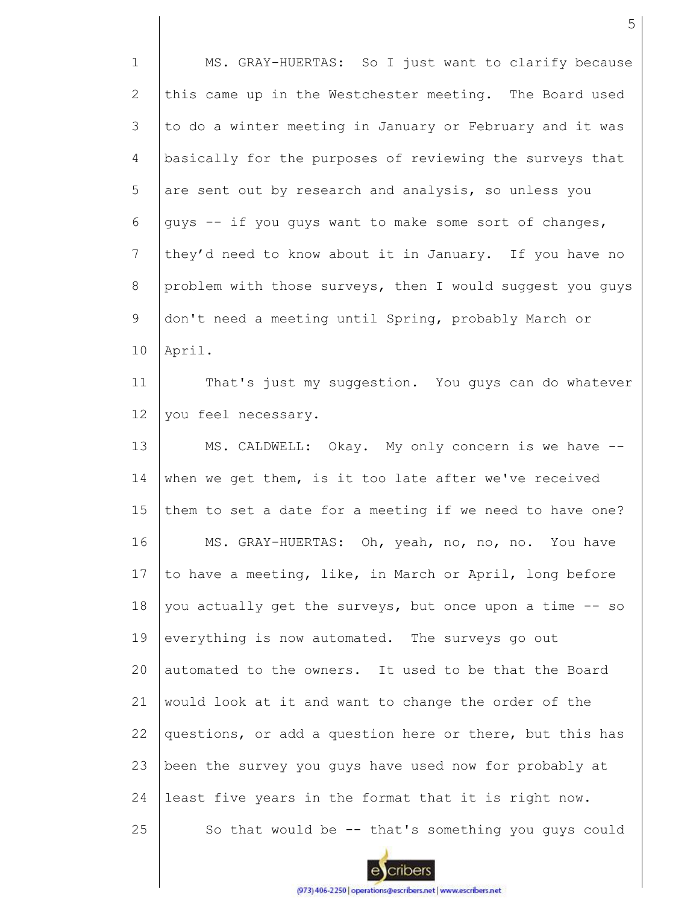MS. GRAY-HUERTAS: So I just want to clarify because this came up in the Westchester meeting. The Board used to do a winter meeting in January or February and it was basically for the purposes of reviewing the surveys that are sent out by research and analysis, so unless you guys -- if you guys want to make some sort of changes, they'd need to know about it in January. If you have no problem with those surveys, then I would suggest you guys don't need a meeting until Spring, probably March or April.

That's just my suggestion. You guys can do whatever you feel necessary.

MS. CALDWELL: Okay. My only concern is we have -- when we get them, is it too late after we've received them to set a date for a meeting if we need to have one?

MS. GRAY-HUERTAS: Oh, yeah, no, no, no. You have to have a meeting, like, in March or April, long before you actually get the surveys, but once upon a time -- so everything is now automated. The surveys go out automated to the owners. It used to be that the Board would look at it and want to change the order of the questions, or add a question here or there, but this has been the survey you guys have used now for probably at least five years in the format that it is right now.

So that would be -- that's something you guys could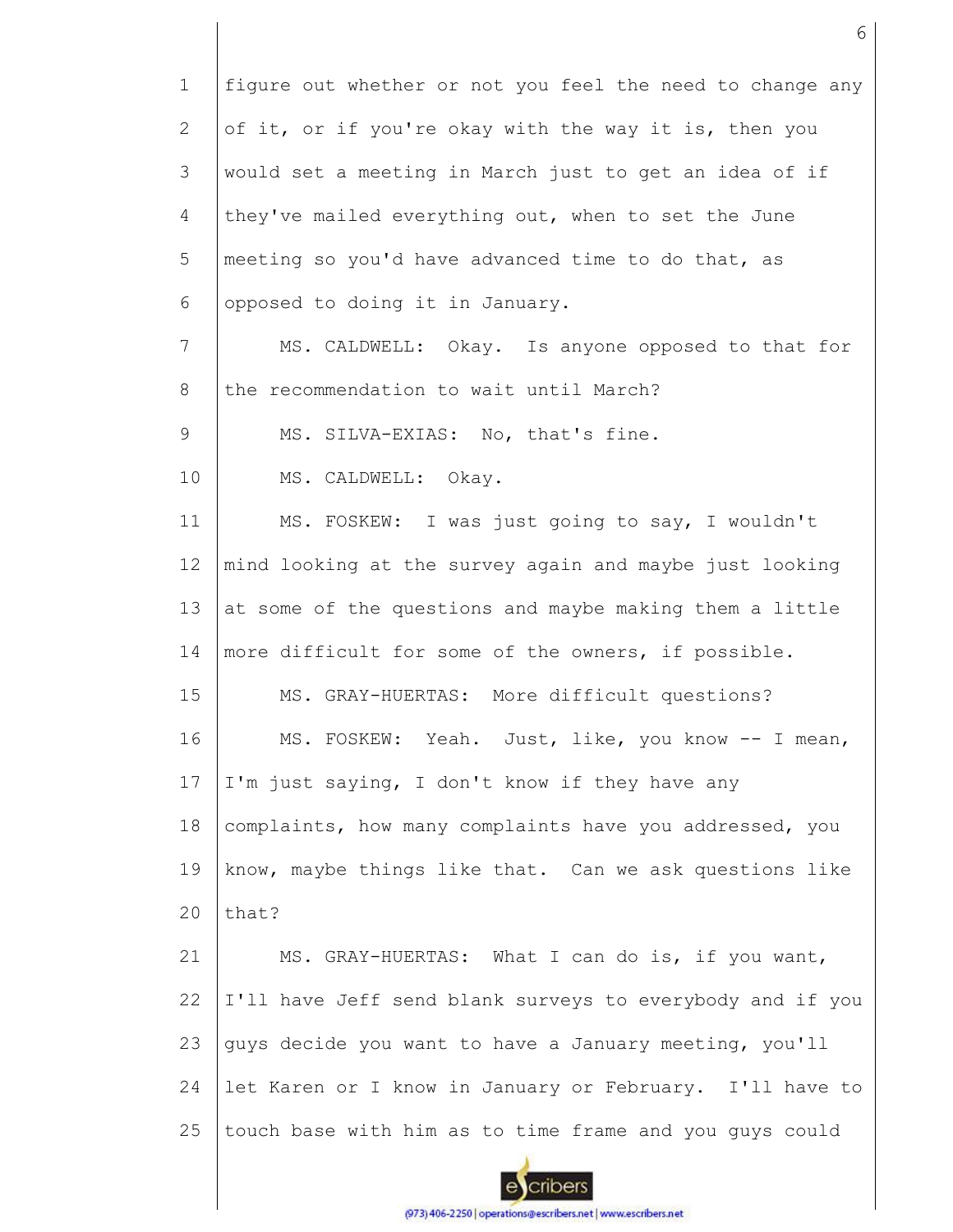figure out whether or not you feel the need to change any of it, or if you're okay with the way it is, then you would set a meeting in March just to get an idea of if they've mailed everything out, when to set the June meeting so you'd have advanced time to do that, as opposed to doing it in January.

MS. CALDWELL: Okay. Is anyone opposed to that for the recommendation to wait until March?

MS. SILVA-EXIAS: No, that's fine.

MS. CALDWELL: Okay.

MS. FOSKEW: I was just going to say, I wouldn't mind looking at the survey again and maybe just looking at some of the questions and maybe making them a little more difficult for some of the owners, if possible.

MS. GRAY-HUERTAS: More difficult questions?

MS. FOSKEW: Yeah. Just, like, you know -- I mean, I'm just saying, I don't know if they have any complaints, how many complaints have you addressed, you know, maybe things like that. Can we ask questions like that?

MS. GRAY-HUERTAS: What I can do is, if you want, I'll have Jeff send blank surveys to everybody and if you guys decide you want to have a January meeting, you'll let Karen or I know in January or February. I'll have to touch base with him as to time frame and you guys could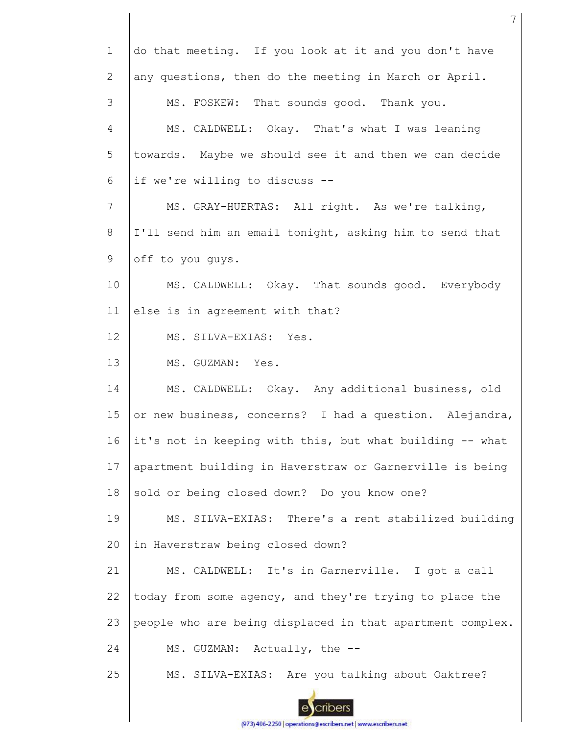do that meeting. If you look at it and you don't have any questions, then do the meeting in March or April.

MS. FOSKEW: That sounds good. Thank you.

MS. CALDWELL: Okay. That's what I was leaning towards. Maybe we should see it and then we can decide if we're willing to discuss --

MS. GRAY-HUERTAS: All right. As we're talking, I'll send him an email tonight, asking him to send that off to you guys.

MS. CALDWELL: Okay. That sounds good. Everybody else is in agreement with that?

MS. SILVA-EXIAS: Yes.

MS. GUZMAN: Yes.

MS. CALDWELL: Okay. Any additional business, old or new business, concerns? I had a question. Alejandra, it's not in keeping with this, but what building -- what apartment building in Haverstraw or Garnerville is being sold or being closed down? Do you know one?

MS. SILVA-EXIAS: There's a rent stabilized building in Haverstraw being closed down?

MS. CALDWELL: It's in Garnerville. I got a call today from some agency, and they're trying to place the people who are being displaced in that apartment complex.

MS. GUZMAN: Actually, the --

MS. SILVA-EXIAS: Are you talking about Oaktree?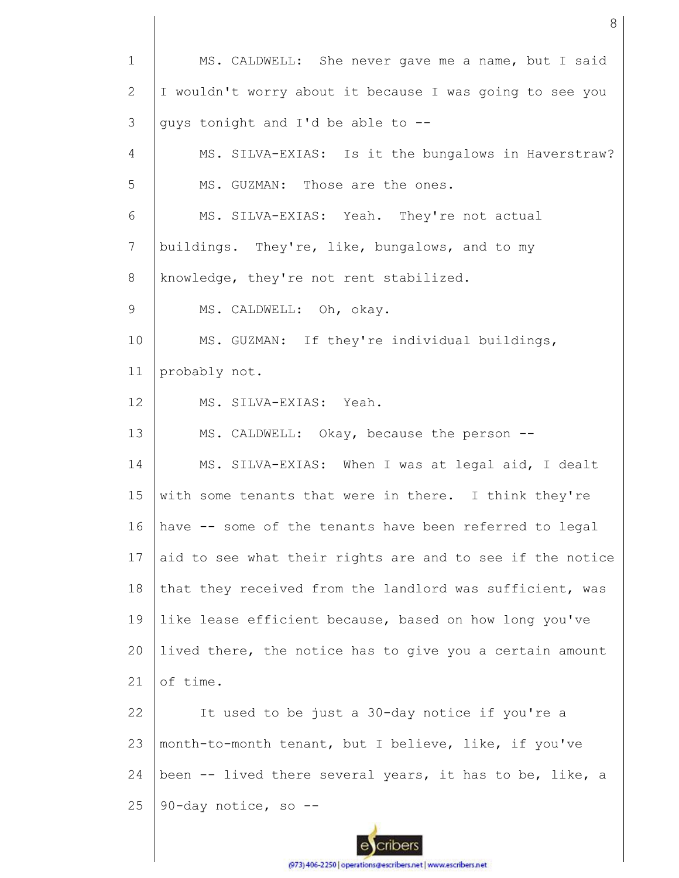MS. CALDWELL: She never gave me a name, but I said I wouldn't worry about it because I was going to see you guys tonight and I'd be able to --

MS. SILVA-EXIAS: Is it the bungalows in Haverstraw?

MS. GUZMAN: Those are the ones.

MS. SILVA-EXIAS: Yeah. They're not actual buildings. They're, like, bungalows, and to my knowledge, they're not rent stabilized.

MS. CALDWELL: Oh, okay.

MS. GUZMAN: If they're individual buildings, probably not.

MS. SILVA-EXIAS: Yeah.

MS. CALDWELL: Okay, because the person --

MS. SILVA-EXIAS: When I was at legal aid, I dealt with some tenants that were in there. I think they're have -- some of the tenants have been referred to legal aid to see what their rights are and to see if the notice that they received from the landlord was sufficient, was like lease efficient because, based on how long you've lived there, the notice has to give you a certain amount of time.

It used to be just a 30-day notice if you're a month-to-month tenant, but I believe, like, if you've been -- lived there several years, it has to be, like, a 90-day notice, so --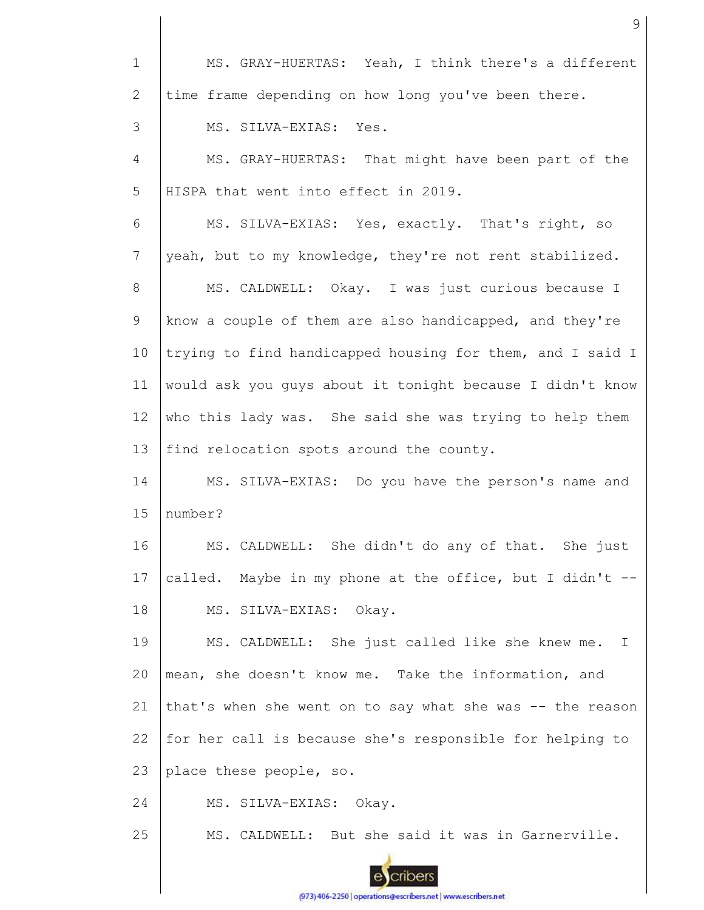MS. GRAY-HUERTAS: Yeah, I think there's a different time frame depending on how long you've been there.

MS. SILVA-EXIAS: Yes.

MS. GRAY-HUERTAS: That might have been part of the HISPA that went into effect in 2019.

MS. SILVA-EXIAS: Yes, exactly. That's right, so yeah, but to my knowledge, they're not rent stabilized.

MS. CALDWELL: Okay. I was just curious because I know a couple of them are also handicapped, and they're trying to find handicapped housing for them, and I said I would ask you guys about it tonight because I didn't know who this lady was. She said she was trying to help them find relocation spots around the county.

MS. SILVA-EXIAS: Do you have the person's name and number?

MS. CALDWELL: She didn't do any of that. She just called. Maybe in my phone at the office, but I didn't --

MS. SILVA-EXIAS: Okay.

MS. CALDWELL: She just called like she knew me. I mean, she doesn't know me. Take the information, and that's when she went on to say what she was -- the reason for her call is because she's responsible for helping to place these people, so.

MS. SILVA-EXIAS: Okay.

MS. CALDWELL: But she said it was in Garnerville.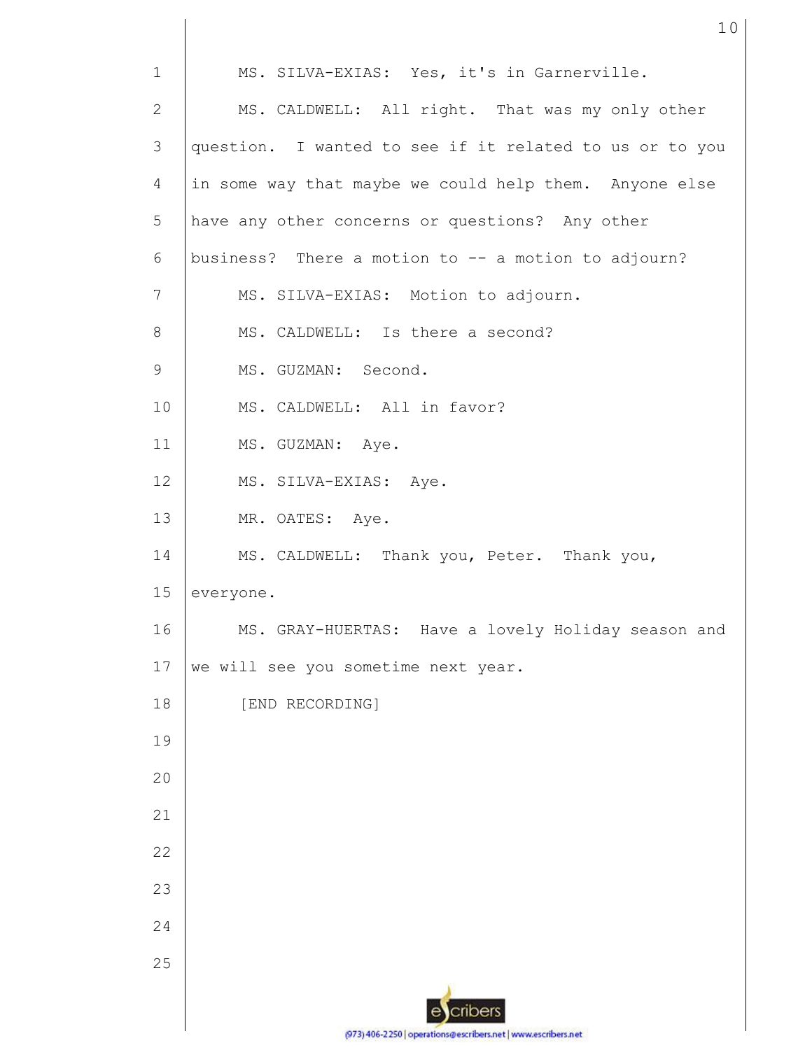MS. SILVA-EXIAS: Yes, it's in Garnerville.

MS. CALDWELL: All right. That was my only other question. I wanted to see if it related to us or to you in some way that maybe we could help them. Anyone else have any other concerns or questions? Any other business? There a motion to -- a motion to adjourn?

MS. SILVA-EXIAS: Motion to adjourn.

MS. CALDWELL: Is there a second?

MS. GUZMAN: Second.

MS. CALDWELL: All in favor?

MS. GUZMAN: Aye.

MS. SILVA-EXIAS: Aye.

MR. OATES: Aye.

MS. CALDWELL: Thank you, Peter. Thank you, everyone.

MS. GRAY-HUERTAS: Have a lovely Holiday season and we will see you sometime next year.

[END RECORDING]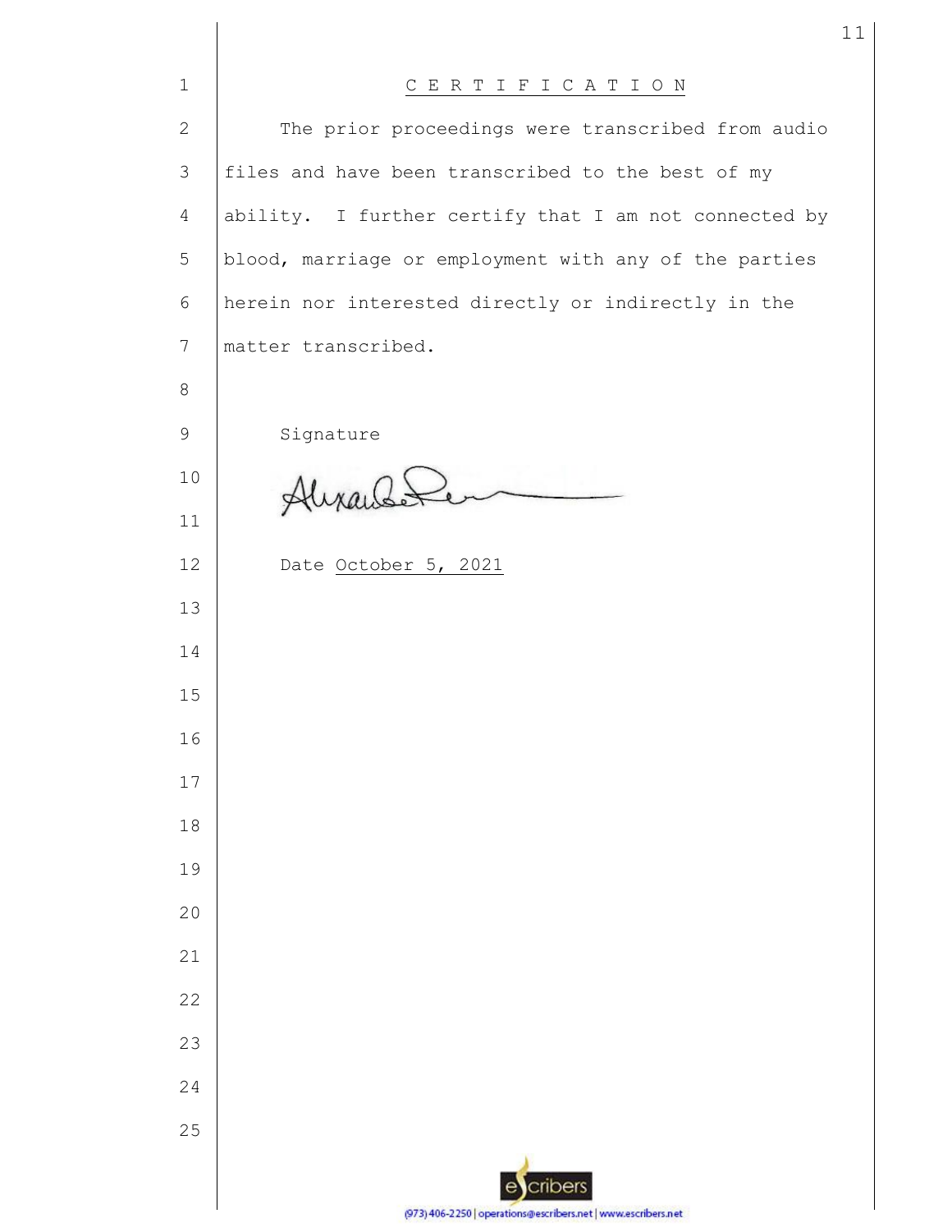# C E R T I F I C A T I O N

The prior proceedings were transcribed from audio files and have been transcribed to the best of my ability. I further certify that I am not connected by blood, marriage or employment with any of the parties herein nor interested directly or indirectly in the matter transcribed.

Signature

Date October 5, 2021

escribers

(973) 406-2250 | operations@escribers.net | www.escribers.net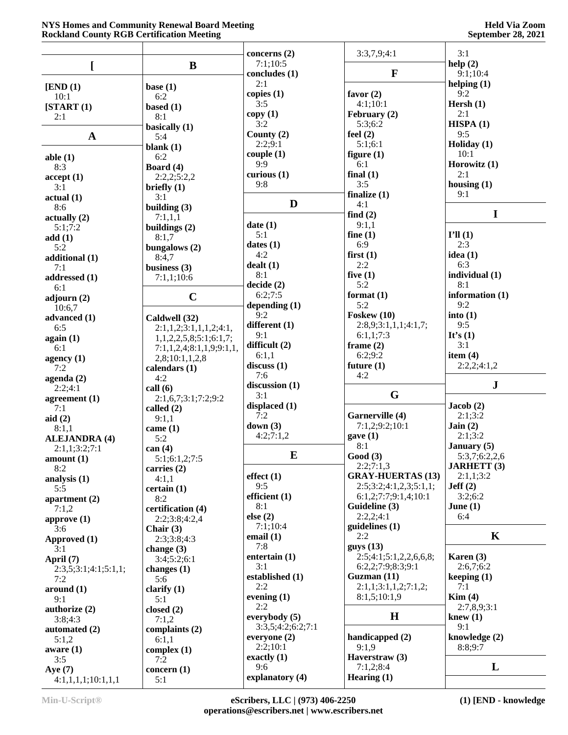**[**

**[END (1)**
10:1
**[START (1)**
2:1

**A**

**able (1)**
8:3
**accept (1)**
3:1
**actual (1)**
8:6
**actually (2)**
5:1;7:2
**add (1)**
5:2
**additional (1)**
7:1
**addressed (1)**
6:1
**adjourn (2)**
10:6,7
**advanced (1)**
6:5
**again (1)**
6:1
**agency (1)**
7:2
**agenda (2)**
2:2;4:1
**agreement (1)**
7:1
**aid (2)**
8:1,1
**ALEJANDRA (4)**
2:1,1;3:2;7:1
**amount (1)**
8:2
**analysis (1)**
5:5
**apartment (2)**
7:1,2
**approve (1)**
3:6
**Approved (1)**
3:1
**April (7)**
2:3,5;3:1;4:1;5:1,1;
7:2
**around (1)**
9:1
**authorize (2)**
3:8;4:3
**automated (2)**
5:1,2
**aware (1)**
3:5
**Aye (7)**
4:1,1,1,1;10:1,1,1

**B**

**base (1)**
6:2
**based (1)**
8:1
**basically (1)**
5:4
**blank (1)**
6:2
**Board (4)**
2:2,2;5:2,2
**briefly (1)**
3:1
**building (3)**
7:1,1,1
**buildings (2)**
8:1,7
**bungalows (2)**
8:4,7
**business (3)**
7:1,1;10:6

**C**

**Caldwell (32)**
2:1,1,2;3:1,1,1,2;4:1,
1,1,2,2,5,8;5:1;6:1,7;
7:1,1,2,4;8:1,1,9;9:1,1,
2,8;10:1,1,2,8
**calendars (1)**
4:2
**call (6)**
2:1,6,7;3:1;7:2;9:2
**called (2)**
9:1,1
**came (1)**
5:2
**can (4)**
5:1;6:1,2;7:5
**carries (2)**
4:1,1
**certain (1)**
8:2
**certification (4)**
2:2;3:8;4:2,4
**Chair (3)**
2:3;3:8;4:3
**change (3)**
3:4;5:2;6:1
**changes (1)**
5:6
**clarify (1)**
5:1
**closed (2)**
7:1,2
**complaints (2)**
6:1,1
**complex (1)**
7:2
**concern (1)**
5:1
**concerns (2)**
7:1;10:5
**concludes (1)**
2:1
**copies (1)**
3:5
**copy (1)**
3:2
**County (2)**
2:2;9:1
**couple (1)**
9:9
**curious (1)**
9:8

**D**

**date (1)**
5:1
**dates (1)**
4:2
**dealt (1)**
8:1
**decide (2)**
6:2;7:5
**depending (1)**
9:2
**different (1)**
9:1
**difficult (2)**
6:1,1
**discuss (1)**
7:6
**discussion (1)**
3:1
**displaced (1)**
7:2
**down (3)**
4:2;7:1,2

**E**

**effect (1)**
9:5
**efficient (1)**
8:1
**else (2)**
7:1;10:4
**email (1)**
7:8
**entertain (1)**
3:1
**established (1)**
2:2
**evening (1)**
2:2
**everybody (5)**
3:3,5;4:2;6:2;7:1
**everyone (2)**
2:2;10:1
**exactly (1)**
9:6
**explanatory (4)**
3:3,7,9;4:1

**F**

**favor (2)**
4:1;10:1
**February (2)**
5:3;6:2
**feel (2)**
5:1;6:1
**figure (1)**
6:1
**final (1)**
3:5
**finalize (1)**
4:1
**find (2)**
9:1,1
**fine (1)**
6:9
**first (1)**
2:2
**five (1)**
5:2
**format (1)**
5:2
**Foskew (10)**
2:8,9;3:1,1,1;4:1,7;
6:1,1;7:3
**frame (2)**
6:2;9:2
**future (1)**
4:2

**G**

**Garnerville (4)**
7:1,2;9:2;10:1
**gave (1)**
8:1
**Good (3)**
2:2;7:1,3
**GRAY-HUERTAS (13)**
2:5;3:2;4:1,2,3;5:1,1;
6:1,2;7:7;9:1,4;10:1
**Guideline (3)**
2:2,2;4:1
**guidelines (1)**
2:2
**guys (13)**
2:5;4:1;5:1,2,2,6,6,8;
6:2,2;7:9;8:3;9:1
**Guzman (11)**
2:1,1;3:1,1,2;7:1,2;
8:1,5;10:1,9

**H**

**handicapped (2)**
9:1,9
**Haverstraw (3)**
7:1,2;8:4
**Hearing (1)**
3:1
**help (2)**
9:1;10:4
**helping (1)**
9:2
**Hersh (1)**
2:1
**HISPA (1)**
9:5
**Holiday (1)**
10:1
**Horowitz (1)**
2:1
**housing (1)**
9:1

**I**

**I'll (1)**
2:3
**idea (1)**
6:3
**individual (1)**
8:1
**information (1)**
9:2
**into (1)**
9:5
**It's (1)**
3:1
**item (4)**
2:2,2;4:1,2

**J**

**Jacob (2)**
2:1;3:2
**Jain (2)**
2:1;3:2
**January (5)**
5:3,7;6:2,2,6
**JARHETT (3)**
2:1,1;3:2
**Jeff (2)**
3:2;6:2
**June (1)**
6:4

**K**

**Karen (3)**
2:6,7;6:2
**keeping (1)**
7:1
**Kim (4)**
2:7,8,9;3:1
**knew (1)**
9:1
**knowledge (2)**
8:8;9:7

**L**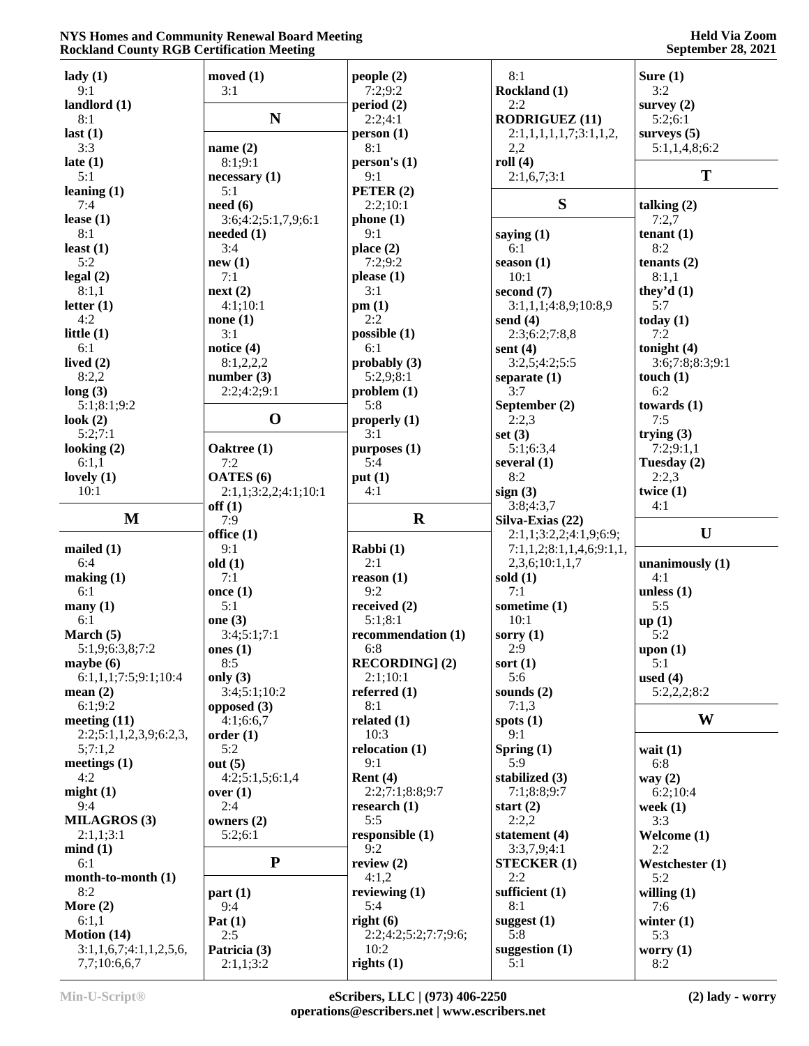**lady (1)**
9:1
**landlord (1)**
8:1
**last (1)**
3:3
**late (1)**
5:1
**leaning (1)**
7:4
**lease (1)**
8:1
**least (1)**
5:2
**legal (2)**
8:1,1
**letter (1)**
4:2
**little (1)**
6:1
**lived (2)**
8:2,2
**long (3)**
5:1;8:1;9:2
**look (2)**
5:2;7:1
**looking (2)**
6:1,1
**lovely (1)**
10:1

## M

**mailed (1)**
6:4
**making (1)**
6:1
**many (1)**
6:1
**March (5)**
5:1,9;6:3,8;7:2
**maybe (6)**
6:1,1,1;7:5;9:1;10:4
**mean (2)**
6:1;9:2
**meeting (11)**
2:2;5:1,1,2,3,9;6:2,3,5;7:1,2
**meetings (1)**
4:2
**might (1)**
9:4
**MILAGROS (3)**
2:1,1;3:1
**mind (1)**
6:1
**month-to-month (1)**
8:2
**More (2)**
6:1,1
**Motion (14)**
3:1,1,6,7;4:1,1,2,5,6,7,7;10:6,6,7
**moved (1)**
3:1

## N

**name (2)**
8:1;9:1
**necessary (1)**
5:1
**need (6)**
3:6;4:2;5:1,7,9;6:1
**needed (1)**
3:4
**new (1)**
7:1
**next (2)**
4:1;10:1
**none (1)**
3:1
**notice (4)**
8:1,2,2,2
**number (3)**
2:2;4:2;9:1

## O

**Oaktree (1)**
7:2
**OATES (6)**
2:1,1;3:2,2;4:1;10:1
**off (1)**
7:9
**office (1)**
9:1
**old (1)**
7:1
**once (1)**
5:1
**one (3)**
3:4;5:1;7:1
**ones (1)**
8:5
**only (3)**
3:4;5:1;10:2
**opposed (3)**
4:1;6:6,7
**order (1)**
5:2
**out (5)**
4:2;5:1,5;6:1,4
**over (1)**
2:4
**owners (2)**
5:2;6:1

## P

**part (1)**
9:4
**Pat (1)**
2:5
**Patricia (3)**
2:1,1;3:2
**people (2)**
7:2;9:2
**period (2)**
2:2;4:1
**person (1)**
8:1
**person's (1)**
9:1
**PETER (2)**
2:2;10:1
**phone (1)**
9:1
**place (2)**
7:2;9:2
**please (1)**
3:1
**pm (1)**
2:2
**possible (1)**
6:1
**probably (3)**
5:2,9;8:1
**problem (1)**
5:8
**properly (1)**
3:1
**purposes (1)**
5:4
**put (1)**
4:1

## R

**Rabbi (1)**
2:1
**reason (1)**
9:2
**received (2)**
5:1;8:1
**recommendation (1)**
6:8
**RECORDING] (2)**
2:1;10:1
**referred (1)**
8:1
**related (1)**
10:3
**relocation (1)**
9:1
**Rent (4)**
2:2;7:1;8:8;9:7
**research (1)**
5:5
**responsible (1)**
9:2
**review (2)**
4:1,2
**reviewing (1)**
5:4
**right (6)**
2:2;4:2;5:2;7:7;9:6;10:2
**rights (1)**
8:1
**Rockland (1)**
2:2
**RODRIGUEZ (11)**
2:1,1,1,1,1,7;3:1,1,2,2,2
**roll (4)**
2:1,6,7;3:1

## S

**saying (1)**
6:1
**season (1)**
10:1
**second (7)**
3:1,1,1;4:8,9;10:8,9
**send (4)**
2:3;6:2;7:8,8
**sent (4)**
3:2,5;4:2;5:5
**separate (1)**
3:7
**September (2)**
2:2,3
**set (3)**
5:1;6:3,4
**several (1)**
8:2
**sign (3)**
3:8;4:3,7
**Silva-Exias (22)**
2:1,1;3:2,2;4:1,9;6:9;7:1,1,2;8:1,1,4,6;9:1,1,2,3,6;10:1,1,7
**sold (1)**
7:1
**sometime (1)**
10:1
**sorry (1)**
2:9
**sort (1)**
5:6
**sounds (2)**
7:1,3
**spots (1)**
9:1
**Spring (1)**
5:9
**stabilized (3)**
7:1;8:8;9:7
**start (2)**
2:2,2
**statement (4)**
3:3,7,9;4:1
**STECKER (1)**
2:2
**sufficient (1)**
8:1
**suggest (1)**
5:8
**suggestion (1)**
5:1
**Sure (1)**
3:2
**survey (2)**
5:2;6:1
**surveys (5)**
5:1,1,4,8;6:2

## T

**talking (2)**
7:2,7
**tenant (1)**
8:2
**tenants (2)**
8:1,1
**they'd (1)**
5:7
**today (1)**
7:2
**tonight (4)**
3:6;7:8;8:3;9:1
**touch (1)**
6:2
**towards (1)**
7:5
**trying (3)**
7:2;9:1,1
**Tuesday (2)**
2:2,3
**twice (1)**
4:1

## U

**unanimously (1)**
4:1
**unless (1)**
5:5
**up (1)**
5:2
**upon (1)**
5:1
**used (4)**
5:2,2,2;8:2

## W

**wait (1)**
6:8
**way (2)**
6:2;10:4
**week (1)**
3:3
**Welcome (1)**
2:2
**Westchester (1)**
5:2
**willing (1)**
7:6
**winter (1)**
5:3
**worry (1)**
8:2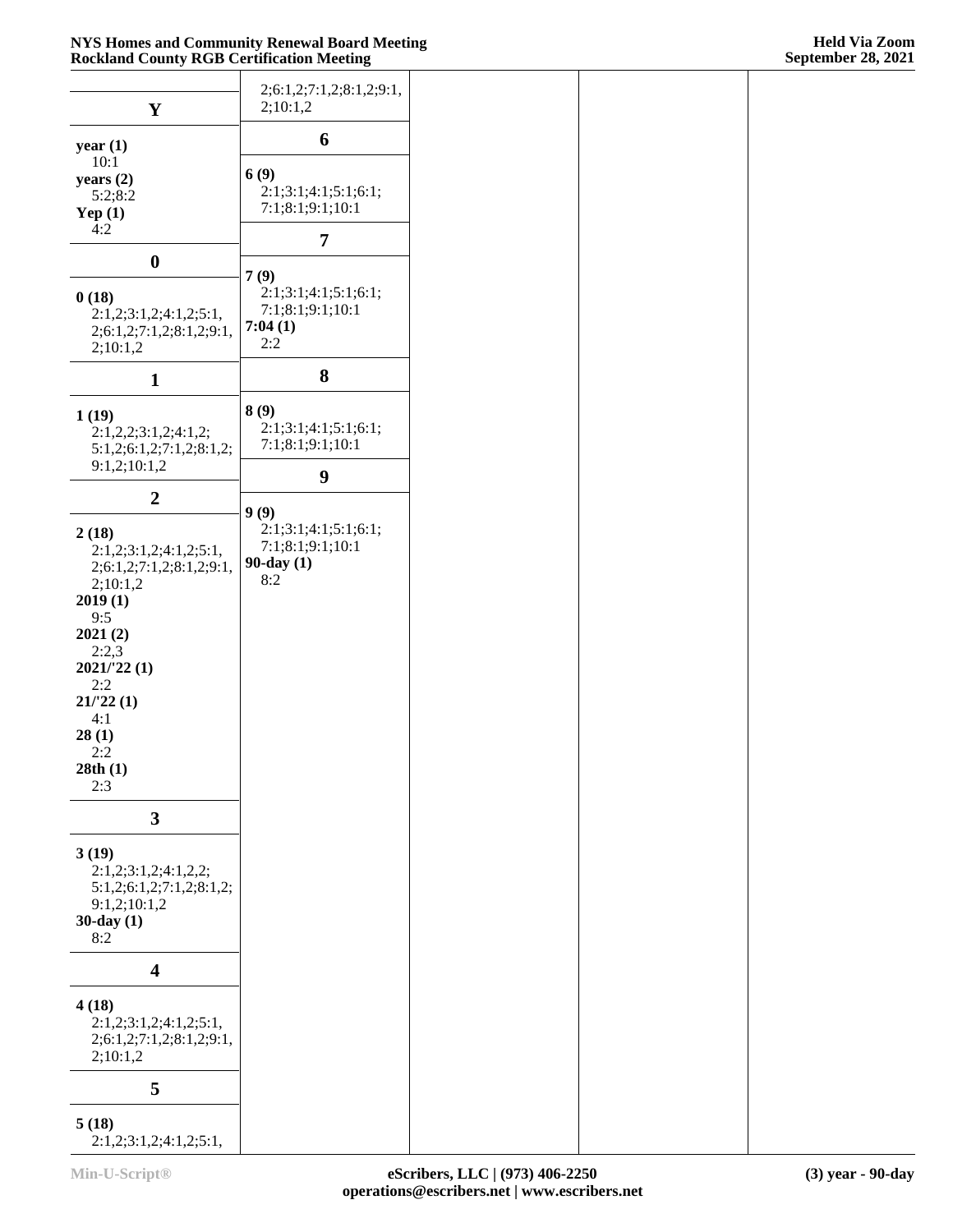## Y

**year (1)**
10:1

**years (2)**
5:2;8:2

**Yep (1)**
4:2

## 0

**0 (18)**
2:1,2;3:1,2;4:1,2;5:1,2;6:1,2;7:1,2;8:1,2;9:1,2;10:1,2

## 1

**1 (19)**
2:1,2,2;3:1,2;4:1,2;5:1,2;6:1,2;7:1,2;8:1,2;9:1,2;10:1,2

## 2

**2 (18)**
2:1,2;3:1,2;4:1,2;5:1,2;6:1,2;7:1,2;8:1,2;9:1,2;10:1,2

**2019 (1)**
9:5

**2021 (2)**
2:2,3

**2021/'22 (1)**
2:2

**21/'22 (1)**
4:1

**28 (1)**
2:2

**28th (1)**
2:3

## 3

**3 (19)**
2:1,2;3:1,2;4:1,2,2;5:1,2;6:1,2;7:1,2;8:1,2;9:1,2;10:1,2

**30-day (1)**
8:2

## 4

**4 (18)**
2:1,2;3:1,2;4:1,2;5:1,2;6:1,2;7:1,2;8:1,2;9:1,2;10:1,2

## 5

**5 (18)**
2:1,2;3:1,2;4:1,2;5:1,2;6:1,2;7:1,2;8:1,2;9:1,2;10:1,2

## 6

**6 (9)**
2:1;3:1;4:1;5:1;6:1;7:1;8:1;9:1;10:1

## 7

**7 (9)**
2:1;3:1;4:1;5:1;6:1;7:1;8:1;9:1;10:1

**7:04 (1)**
2:2

## 8

**8 (9)**
2:1;3:1;4:1;5:1;6:1;7:1;8:1;9:1;10:1

## 9

**9 (9)**
2:1;3:1;4:1;5:1;6:1;7:1;8:1;9:1;10:1

**90-day (1)**
8:2